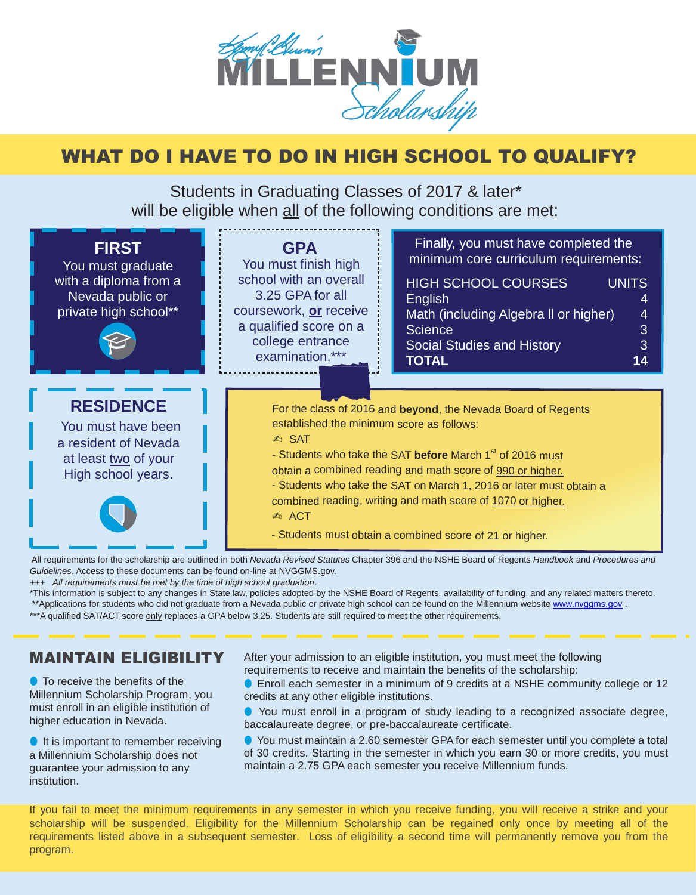# Kenny C. Guinn MILLENNIUM Scholarship

## WHAT DO I HAVE TO DO IN HIGH SCHOOL TO QUALIFY?

Students in Graduating Classes of 2017 & later*
will be eligible when all of the following conditions are met:

### FIRST

You must graduate with a diploma from a Nevada public or private high school**

### GPA

You must finish high school with an overall 3.25 GPA for all coursework, **or** receive a qualified score on a college entrance examination.***

Finally, you must have completed the minimum core curriculum requirements:

| HIGH SCHOOL COURSES | UNITS |
|---|---|
| English | 4 |
| Math (including Algebra ll or higher) | 4 |
| Science | 3 |
| Social Studies and History | 3 |
| **TOTAL** | **14** |

### RESIDENCE

You must have been a resident of Nevada at least two of your High school years.

For the class of 2016 and **beyond**, the Nevada Board of Regents established the minimum score as follows:

✍ SAT

- Students who take the SAT **before** March 1st of 2016 must obtain a combined reading and math score of 990 or higher.
- Students who take the SAT on March 1, 2016 or later must obtain a combined reading, writing and math score of 1070 or higher.

✍ ACT

- Students must obtain a combined score of 21 or higher.

All requirements for the scholarship are outlined in both *Nevada Revised Statutes* Chapter 396 and the NSHE Board of Regents *Handbook* and *Procedures and Guidelines*. Access to these documents can be found on-line at NVGGMS.gov.

+++ *All requirements must be met by the time of high school graduation*.

*This information is subject to any changes in State law, policies adopted by the NSHE Board of Regents, availability of funding, and any related matters thereto.

**Applications for students who did not graduate from a Nevada public or private high school can be found on the Millennium website www.nvggms.gov .

***A qualified SAT/ACT score only replaces a GPA below 3.25. Students are still required to meet the other requirements.

## MAINTAIN ELIGIBILITY

- To receive the benefits of the Millennium Scholarship Program, you must enroll in an eligible institution of higher education in Nevada.
- It is important to remember receiving a Millennium Scholarship does not guarantee your admission to any institution.

After your admission to an eligible institution, you must meet the following requirements to receive and maintain the benefits of the scholarship:

- Enroll each semester in a minimum of 9 credits at a NSHE community college or 12 credits at any other eligible institutions.
- You must enroll in a program of study leading to a recognized associate degree, baccalaureate degree, or pre-baccalaureate certificate.
- You must maintain a 2.60 semester GPA for each semester until you complete a total of 30 credits. Starting in the semester in which you earn 30 or more credits, you must maintain a 2.75 GPA each semester you receive Millennium funds.

If you fail to meet the minimum requirements in any semester in which you receive funding, you will receive a strike and your scholarship will be suspended. Eligibility for the Millennium Scholarship can be regained only once by meeting all of the requirements listed above in a subsequent semester. Loss of eligibility a second time will permanently remove you from the program.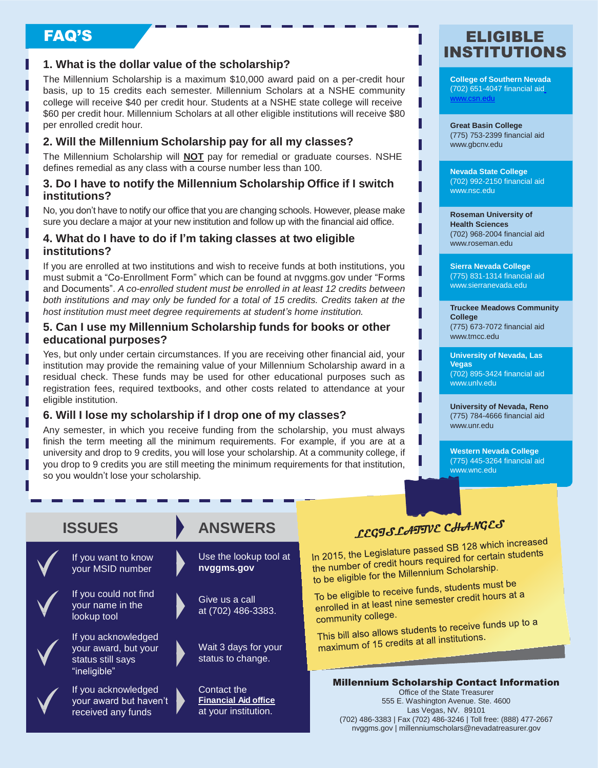## FAQ'S

### 1. What is the dollar value of the scholarship?

The Millennium Scholarship is a maximum $10,000 award paid on a per-credit hour basis, up to 15 credits each semester. Millennium Scholars at a NSHE community college will receive $40 per credit hour. Students at a NSHE state college will receive $60 per credit hour. Millennium Scholars at all other eligible institutions will receive $80 per enrolled credit hour.

### 2. Will the Millennium Scholarship pay for all my classes?

The Millennium Scholarship will **NOT** pay for remedial or graduate courses. NSHE defines remedial as any class with a course number less than 100.

### 3. Do I have to notify the Millennium Scholarship Office if I switch institutions?

No, you don't have to notify our office that you are changing schools. However, please make sure you declare a major at your new institution and follow up with the financial aid office.

### 4. What do I have to do if I'm taking classes at two eligible institutions?

If you are enrolled at two institutions and wish to receive funds at both institutions, you must submit a "Co-Enrollment Form" which can be found at nvggms.gov under "Forms and Documents". *A co-enrolled student must be enrolled in at least 12 credits between both institutions and may only be funded for a total of 15 credits. Credits taken at the host institution must meet degree requirements at student's home institution.*

### 5. Can I use my Millennium Scholarship funds for books or other educational purposes?

Yes, but only under certain circumstances. If you are receiving other financial aid, your institution may provide the remaining value of your Millennium Scholarship award in a residual check. These funds may be used for other educational purposes such as registration fees, required textbooks, and other costs related to attendance at your eligible institution.

### 6. Will I lose my scholarship if I drop one of my classes?

Any semester, in which you receive funding from the scholarship, you must always finish the term meeting all the minimum requirements. For example, if you are at a university and drop to 9 credits, you will lose your scholarship. At a community college, if you drop to 9 credits you are still meeting the minimum requirements for that institution, so you wouldn't lose your scholarship.

## ELIGIBLE INSTITUTIONS

**College of Southern Nevada**
(702) 651-4047 financial aid
www.csn.edu

**Great Basin College**
(775) 753-2399 financial aid
www.gbcnv.edu

**Nevada State College**
(702) 992-2150 financial aid
www.nsc.edu

**Roseman University of Health Sciences**
(702) 968-2004 financial aid
www.roseman.edu

**Sierra Nevada College**
(775) 831-1314 financial aid
www.sierranevada.edu

**Truckee Meadows Community College**
(775) 673-7072 financial aid
www.tmcc.edu

**University of Nevada, Las Vegas**
(702) 895-3424 financial aid
www.unlv.edu

**University of Nevada, Reno**
(775) 784-4666 financial aid
www.unr.edu

**Western Nevada College**
(775) 445-3264 financial aid
www.wnc.edu

| ISSUES | ANSWERS |
|---|---|
| If you want to know your MSID number | Use the lookup tool at **nvggms.gov** |
| If you could not find your name in the lookup tool | Give us a call at (702) 486-3383. |
| If you acknowledged your award, but your status still says "ineligible" | Wait 3 days for your status to change. |
| If you acknowledged your award but haven't received any funds | Contact the **Financial Aid office** at your institution. |

## LEGISLATIVE CHANGES

In 2015, the Legislature passed SB 128 which increased the number of credit hours required for certain students to be eligible for the Millennium Scholarship.

To be eligible to receive funds, students must be enrolled in at least nine semester credit hours at a community college.

This bill also allows students to receive funds up to a maximum of 15 credits at all institutions.

### Millennium Scholarship Contact Information

Office of the State Treasurer
555 E. Washington Avenue. Ste. 4600
Las Vegas, NV. 89101
(702) 486-3383 | Fax (702) 486-3246 | Toll free: (888) 477-2667
nvggms.gov | millenniumscholars@nevadatreasurer.gov